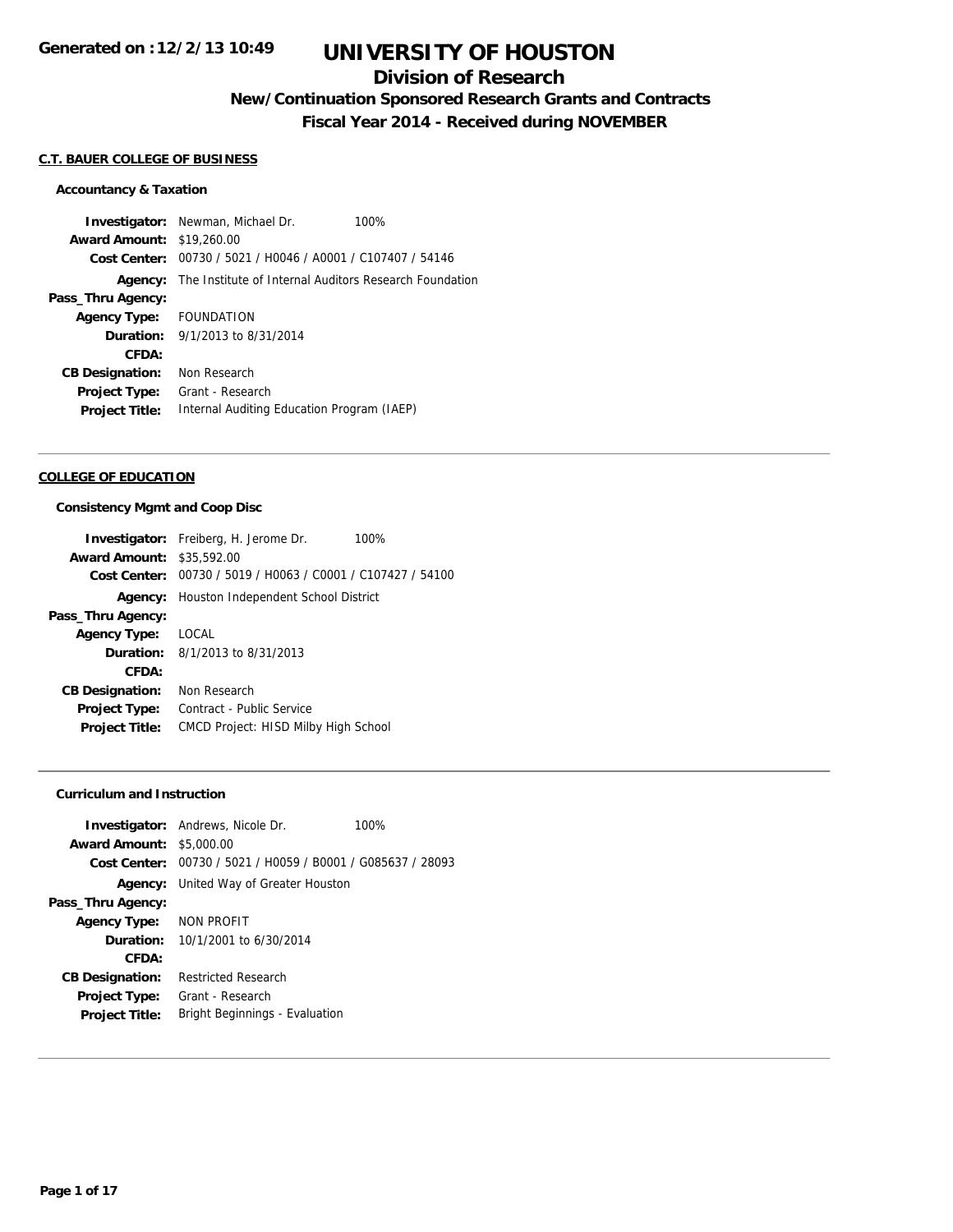Generated on :12/2/13 10:49

# UNIVERSITY OF HOUSTON

## Division of Research

### New/Continuation Sponsored Research Grants and Contracts

### Fiscal Year 2014 - Received during NOVEMBER

**C.T. BAUER COLLEGE OF BUSINESS**

**Accountancy & Taxation**

**Investigator:** Newman, Michael Dr. 100%
**Award Amount:** $19,260.00
**Cost Center:** 00730 / 5021 / H0046 / A0001 / C107407 / 54146
**Agency:** The Institute of Internal Auditors Research Foundation
**Pass_Thru Agency:**
**Agency Type:** FOUNDATION
**Duration:** 9/1/2013 to 8/31/2014
**CFDA:**
**CB Designation:** Non Research
**Project Type:** Grant - Research
**Project Title:** Internal Auditing Education Program (IAEP)

---

**COLLEGE OF EDUCATION**

**Consistency Mgmt and Coop Disc**

**Investigator:** Freiberg, H. Jerome Dr. 100%
**Award Amount:** $35,592.00
**Cost Center:** 00730 / 5019 / H0063 / C0001 / C107427 / 54100
**Agency:** Houston Independent School District
**Pass_Thru Agency:**
**Agency Type:** LOCAL
**Duration:** 8/1/2013 to 8/31/2013
**CFDA:**
**CB Designation:** Non Research
**Project Type:** Contract - Public Service
**Project Title:** CMCD Project: HISD Milby High School

---

**Curriculum and Instruction**

**Investigator:** Andrews, Nicole Dr. 100%
**Award Amount:** $5,000.00
**Cost Center:** 00730 / 5021 / H0059 / B0001 / G085637 / 28093
**Agency:** United Way of Greater Houston
**Pass_Thru Agency:**
**Agency Type:** NON PROFIT
**Duration:** 10/1/2001 to 6/30/2014
**CFDA:**
**CB Designation:** Restricted Research
**Project Type:** Grant - Research
**Project Title:** Bright Beginnings - Evaluation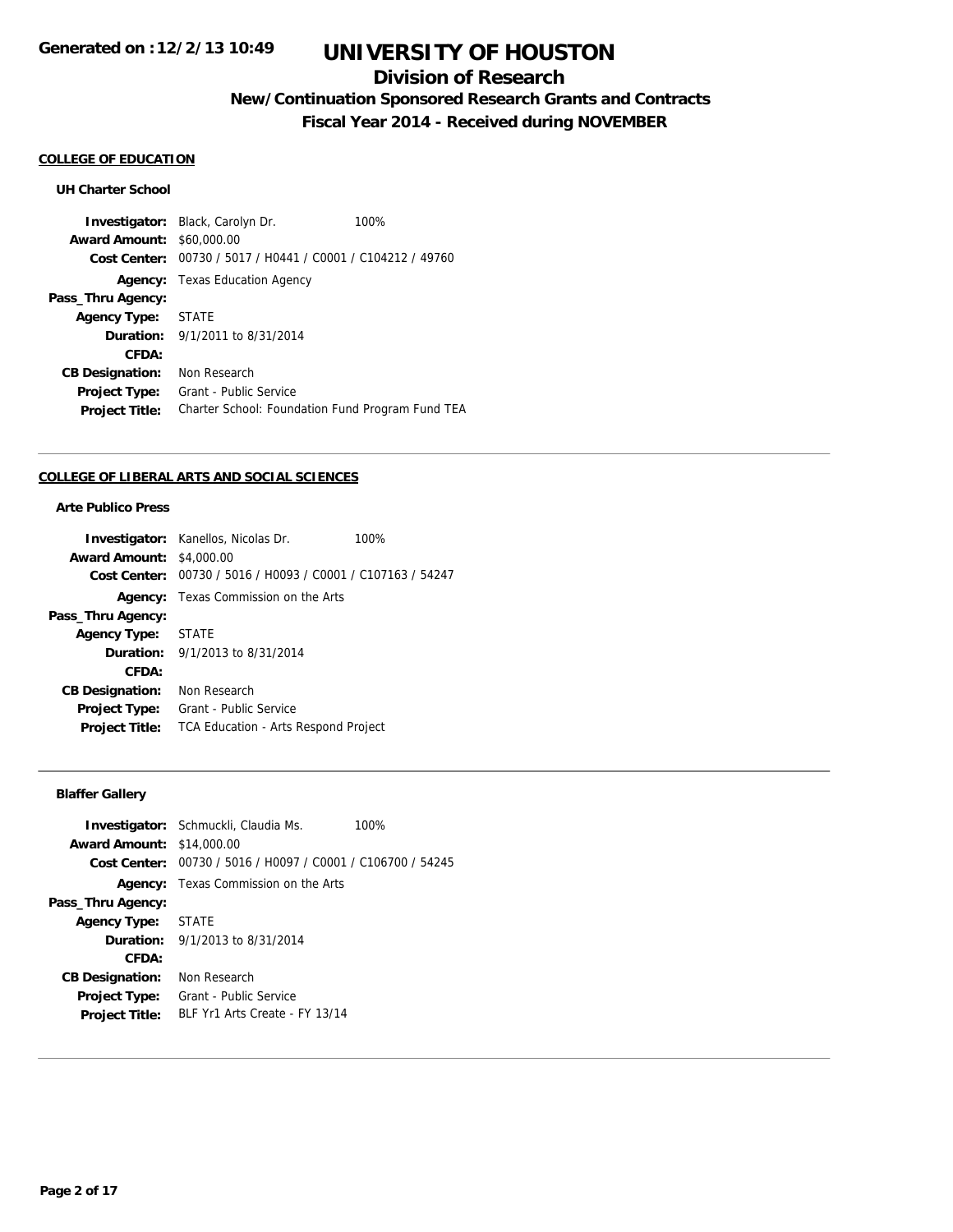# UNIVERSITY OF HOUSTON

## Division of Research

### New/Continuation Sponsored Research Grants and Contracts

### Fiscal Year 2014 - Received during NOVEMBER

Generated on : 12/2/13 10:49

**COLLEGE OF EDUCATION**

**UH Charter School**

**Investigator:** Black, Carolyn Dr. 100%
**Award Amount:** $60,000.00
**Cost Center:** 00730 / 5017 / H0441 / C0001 / C104212 / 49760
**Agency:** Texas Education Agency
**Pass_Thru Agency:**
**Agency Type:** STATE
**Duration:** 9/1/2011 to 8/31/2014
**CFDA:**
**CB Designation:** Non Research
**Project Type:** Grant - Public Service
**Project Title:** Charter School: Foundation Fund Program Fund TEA

---

**COLLEGE OF LIBERAL ARTS AND SOCIAL SCIENCES**

**Arte Publico Press**

**Investigator:** Kanellos, Nicolas Dr. 100%
**Award Amount:** $4,000.00
**Cost Center:** 00730 / 5016 / H0093 / C0001 / C107163 / 54247
**Agency:** Texas Commission on the Arts
**Pass_Thru Agency:**
**Agency Type:** STATE
**Duration:** 9/1/2013 to 8/31/2014
**CFDA:**
**CB Designation:** Non Research
**Project Type:** Grant - Public Service
**Project Title:** TCA Education - Arts Respond Project

---

**Blaffer Gallery**

**Investigator:** Schmuckli, Claudia Ms. 100%
**Award Amount:** $14,000.00
**Cost Center:** 00730 / 5016 / H0097 / C0001 / C106700 / 54245
**Agency:** Texas Commission on the Arts
**Pass_Thru Agency:**
**Agency Type:** STATE
**Duration:** 9/1/2013 to 8/31/2014
**CFDA:**
**CB Designation:** Non Research
**Project Type:** Grant - Public Service
**Project Title:** BLF Yr1 Arts Create - FY 13/14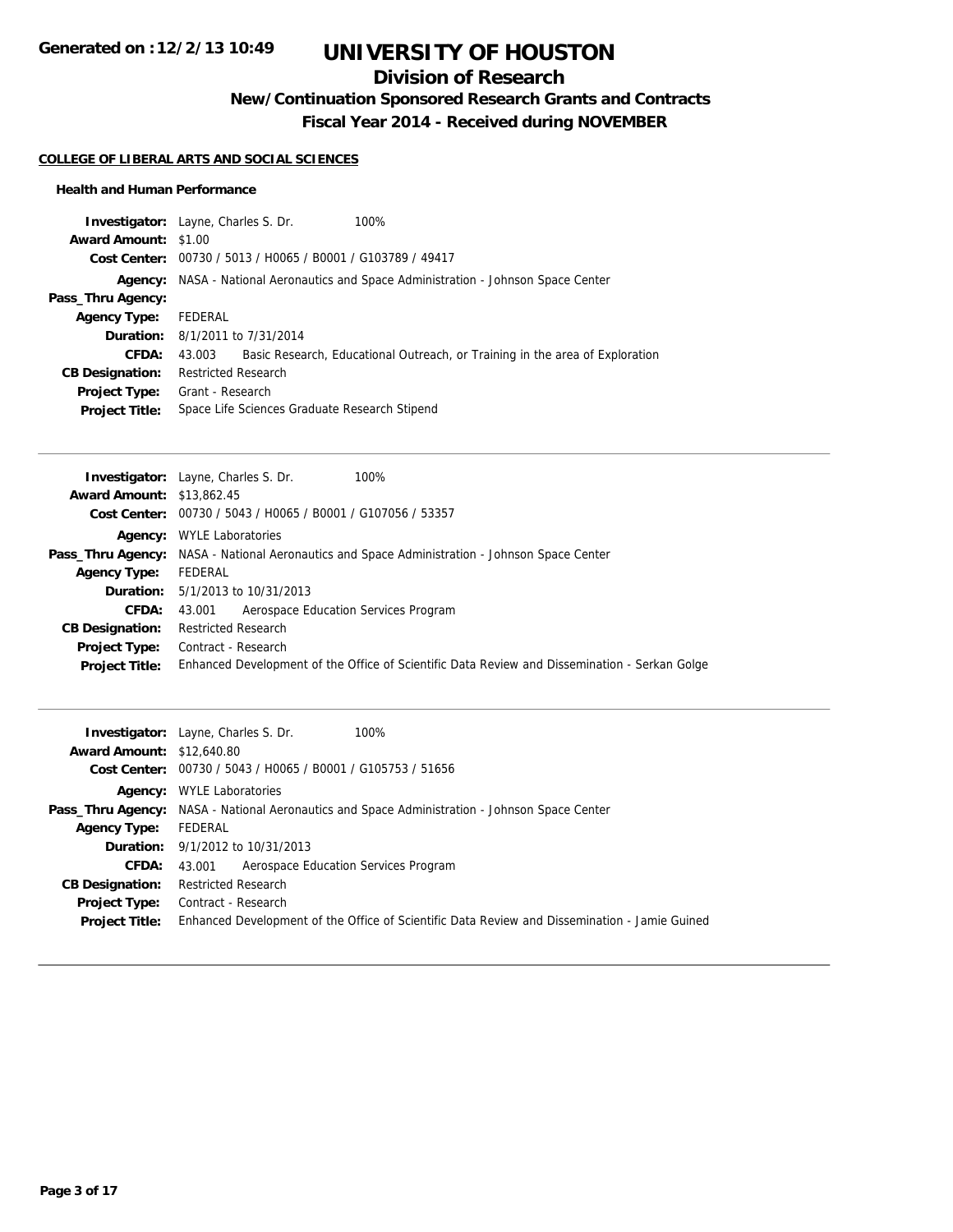# UNIVERSITY OF HOUSTON

## Division of Research

### New/Continuation Sponsored Research Grants and Contracts

### Fiscal Year 2014 - Received during NOVEMBER

**COLLEGE OF LIBERAL ARTS AND SOCIAL SCIENCES**

**Health and Human Performance**

| | |
|---|---|
| **Investigator:** | Layne, Charles S. Dr. 100% |
| **Award Amount:** | $1.00 |
| **Cost Center:** | 00730 / 5013 / H0065 / B0001 / G103789 / 49417 |
| **Agency:** | NASA - National Aeronautics and Space Administration - Johnson Space Center |
| **Pass_Thru Agency:** | |
| **Agency Type:** | FEDERAL |
| **Duration:** | 8/1/2011 to 7/31/2014 |
| **CFDA:** | 43.003 Basic Research, Educational Outreach, or Training in the area of Exploration |
| **CB Designation:** | Restricted Research |
| **Project Type:** | Grant - Research |
| **Project Title:** | Space Life Sciences Graduate Research Stipend |

---

| | |
|---|---|
| **Investigator:** | Layne, Charles S. Dr. 100% |
| **Award Amount:** | $13,862.45 |
| **Cost Center:** | 00730 / 5043 / H0065 / B0001 / G107056 / 53357 |
| **Agency:** | WYLE Laboratories |
| **Pass_Thru Agency:** | NASA - National Aeronautics and Space Administration - Johnson Space Center |
| **Agency Type:** | FEDERAL |
| **Duration:** | 5/1/2013 to 10/31/2013 |
| **CFDA:** | 43.001 Aerospace Education Services Program |
| **CB Designation:** | Restricted Research |
| **Project Type:** | Contract - Research |
| **Project Title:** | Enhanced Development of the Office of Scientific Data Review and Dissemination - Serkan Golge |

---

| | |
|---|---|
| **Investigator:** | Layne, Charles S. Dr. 100% |
| **Award Amount:** | $12,640.80 |
| **Cost Center:** | 00730 / 5043 / H0065 / B0001 / G105753 / 51656 |
| **Agency:** | WYLE Laboratories |
| **Pass_Thru Agency:** | NASA - National Aeronautics and Space Administration - Johnson Space Center |
| **Agency Type:** | FEDERAL |
| **Duration:** | 9/1/2012 to 10/31/2013 |
| **CFDA:** | 43.001 Aerospace Education Services Program |
| **CB Designation:** | Restricted Research |
| **Project Type:** | Contract - Research |
| **Project Title:** | Enhanced Development of the Office of Scientific Data Review and Dissemination - Jamie Guined |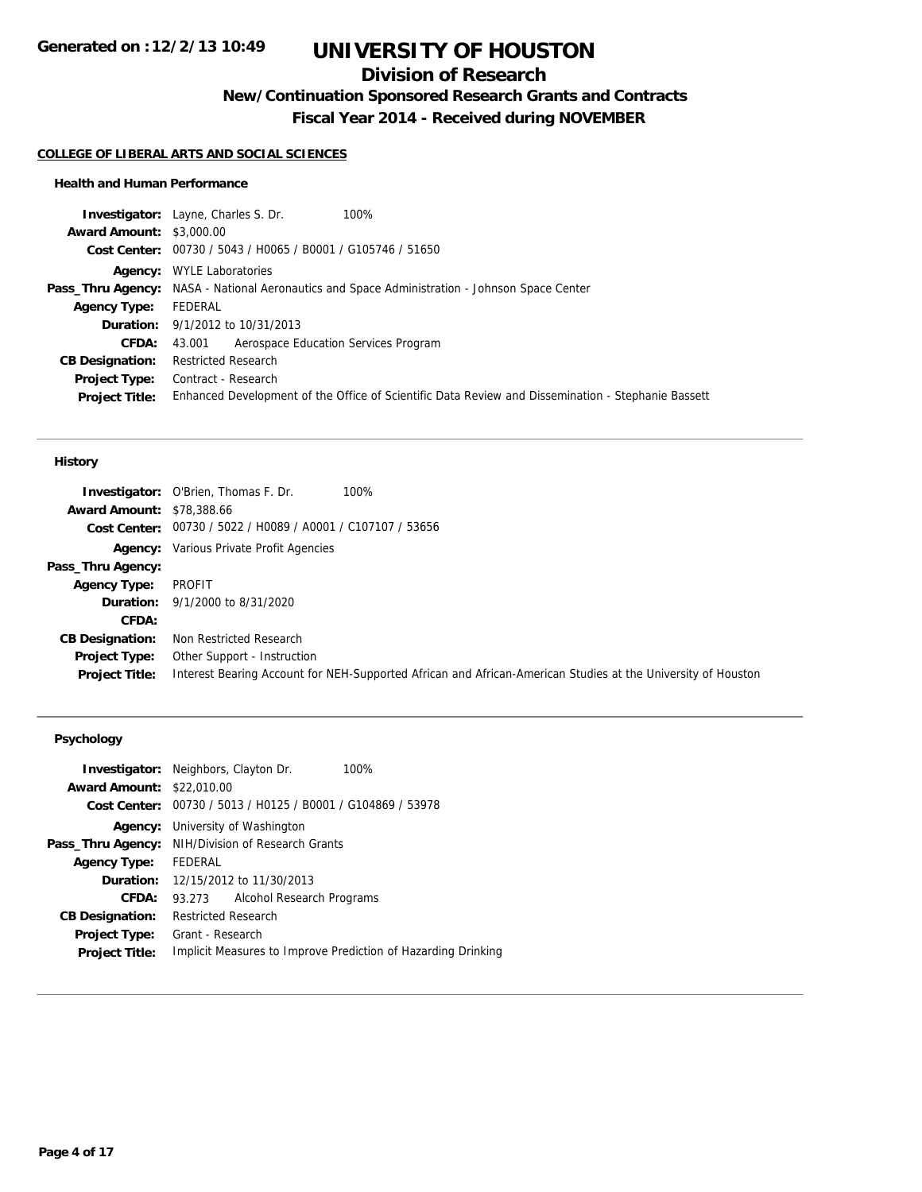# UNIVERSITY OF HOUSTON

## Division of Research

### New/Continuation Sponsored Research Grants and Contracts

### Fiscal Year 2014 - Received during NOVEMBER

Generated on :12/2/13 10:49

**COLLEGE OF LIBERAL ARTS AND SOCIAL SCIENCES**

**Health and Human Performance**

**Investigator:** Layne, Charles S. Dr. 100%
**Award Amount:** $3,000.00
**Cost Center:** 00730 / 5043 / H0065 / B0001 / G105746 / 51650
**Agency:** WYLE Laboratories
**Pass_Thru Agency:** NASA - National Aeronautics and Space Administration - Johnson Space Center
**Agency Type:** FEDERAL
**Duration:** 9/1/2012 to 10/31/2013
**CFDA:** 43.001 Aerospace Education Services Program
**CB Designation:** Restricted Research
**Project Type:** Contract - Research
**Project Title:** Enhanced Development of the Office of Scientific Data Review and Dissemination - Stephanie Bassett

---

**History**

**Investigator:** O'Brien, Thomas F. Dr. 100%
**Award Amount:** $78,388.66
**Cost Center:** 00730 / 5022 / H0089 / A0001 / C107107 / 53656
**Agency:** Various Private Profit Agencies
**Pass_Thru Agency:**
**Agency Type:** PROFIT
**Duration:** 9/1/2000 to 8/31/2020
**CFDA:**
**CB Designation:** Non Restricted Research
**Project Type:** Other Support - Instruction
**Project Title:** Interest Bearing Account for NEH-Supported African and African-American Studies at the University of Houston

---

**Psychology**

**Investigator:** Neighbors, Clayton Dr. 100%
**Award Amount:** $22,010.00
**Cost Center:** 00730 / 5013 / H0125 / B0001 / G104869 / 53978
**Agency:** University of Washington
**Pass_Thru Agency:** NIH/Division of Research Grants
**Agency Type:** FEDERAL
**Duration:** 12/15/2012 to 11/30/2013
**CFDA:** 93.273 Alcohol Research Programs
**CB Designation:** Restricted Research
**Project Type:** Grant - Research
**Project Title:** Implicit Measures to Improve Prediction of Hazarding Drinking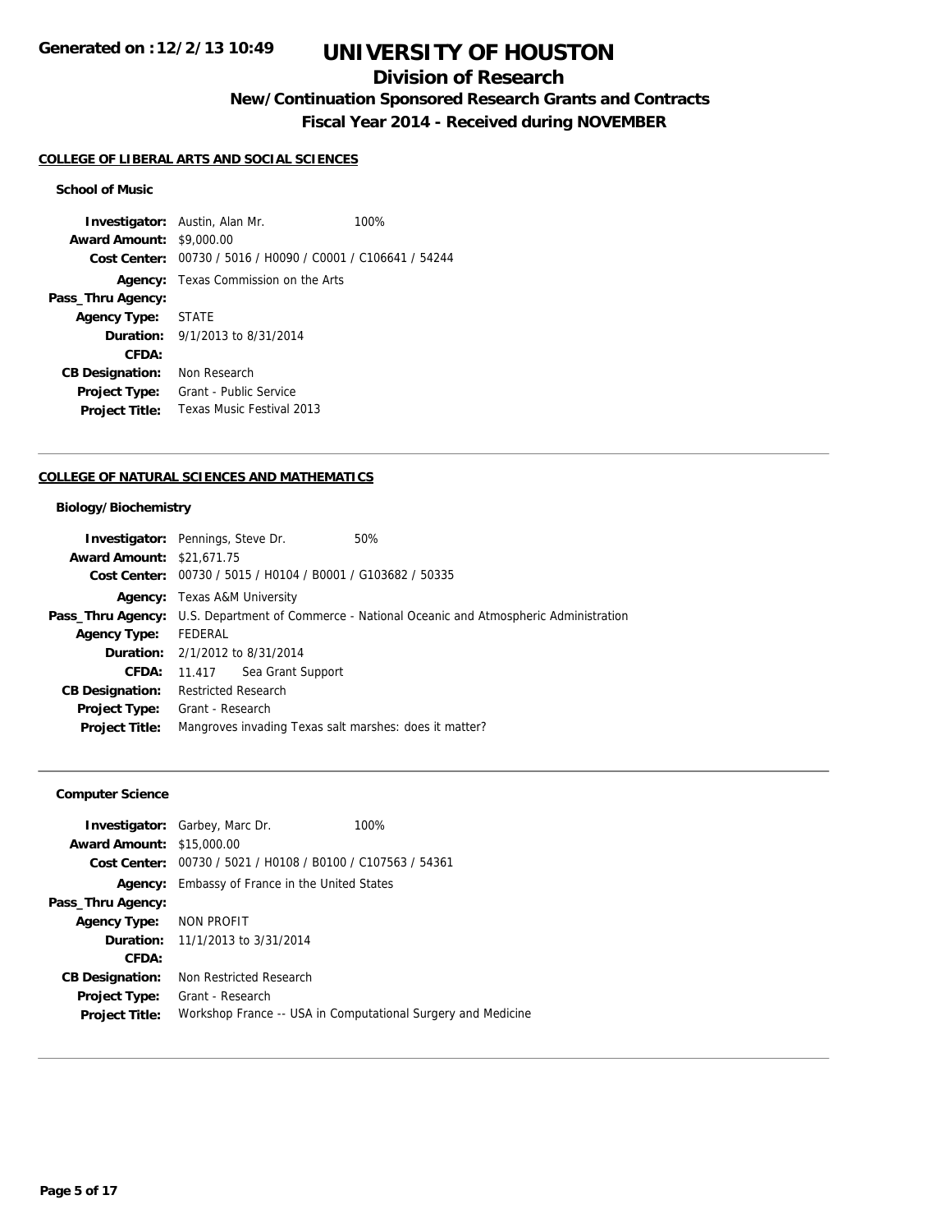# UNIVERSITY OF HOUSTON

## Division of Research

### New/Continuation Sponsored Research Grants and Contracts

### Fiscal Year 2014 - Received during NOVEMBER

Generated on :12/2/13 10:49

**COLLEGE OF LIBERAL ARTS AND SOCIAL SCIENCES**

**School of Music**

**Investigator:** Austin, Alan Mr. 100%
**Award Amount:** $9,000.00
**Cost Center:** 00730 / 5016 / H0090 / C0001 / C106641 / 54244
**Agency:** Texas Commission on the Arts
**Pass_Thru Agency:**
**Agency Type:** STATE
**Duration:** 9/1/2013 to 8/31/2014
**CFDA:**
**CB Designation:** Non Research
**Project Type:** Grant - Public Service
**Project Title:** Texas Music Festival 2013

---

**COLLEGE OF NATURAL SCIENCES AND MATHEMATICS**

**Biology/Biochemistry**

**Investigator:** Pennings, Steve Dr. 50%
**Award Amount:** $21,671.75
**Cost Center:** 00730 / 5015 / H0104 / B0001 / G103682 / 50335
**Agency:** Texas A&M University
**Pass_Thru Agency:** U.S. Department of Commerce - National Oceanic and Atmospheric Administration
**Agency Type:** FEDERAL
**Duration:** 2/1/2012 to 8/31/2014
**CFDA:** 11.417 Sea Grant Support
**CB Designation:** Restricted Research
**Project Type:** Grant - Research
**Project Title:** Mangroves invading Texas salt marshes: does it matter?

---

**Computer Science**

**Investigator:** Garbey, Marc Dr. 100%
**Award Amount:** $15,000.00
**Cost Center:** 00730 / 5021 / H0108 / B0100 / C107563 / 54361
**Agency:** Embassy of France in the United States
**Pass_Thru Agency:**
**Agency Type:** NON PROFIT
**Duration:** 11/1/2013 to 3/31/2014
**CFDA:**
**CB Designation:** Non Restricted Research
**Project Type:** Grant - Research
**Project Title:** Workshop France -- USA in Computational Surgery and Medicine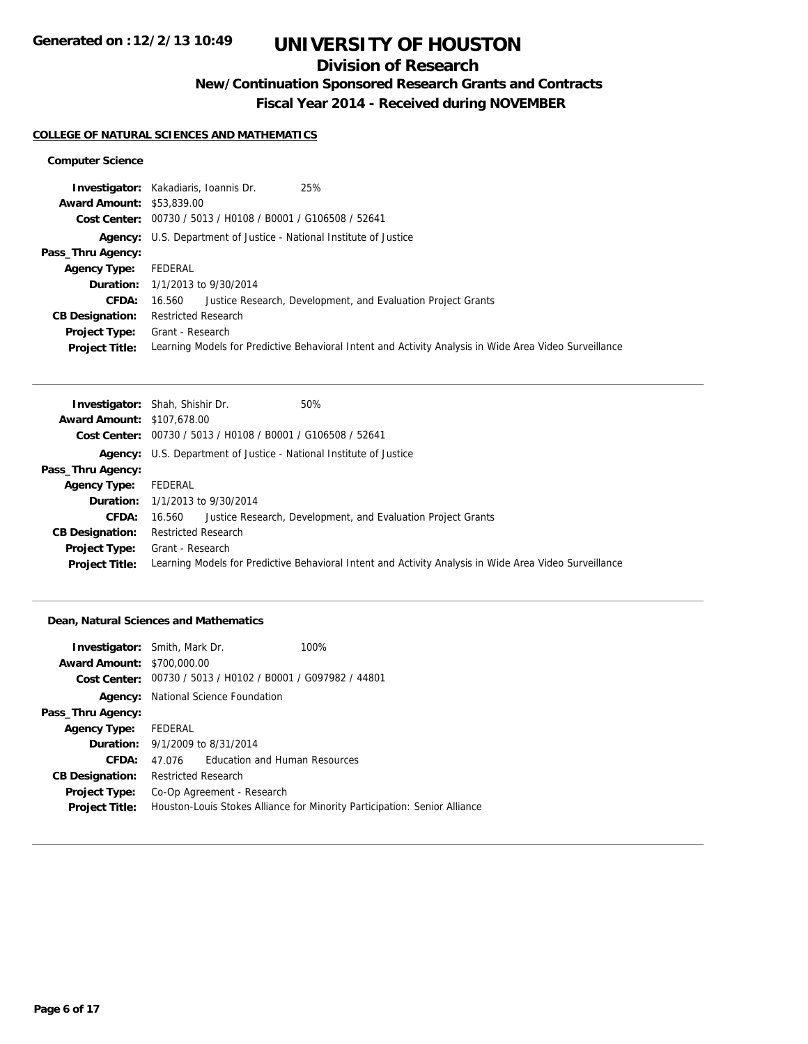# UNIVERSITY OF HOUSTON

## Division of Research

### New/Continuation Sponsored Research Grants and Contracts

### Fiscal Year 2014 - Received during NOVEMBER

**COLLEGE OF NATURAL SCIENCES AND MATHEMATICS**

**Computer Science**

| | |
|---|---|
| **Investigator:** | Kakadiaris, Ioannis Dr. 25% |
| **Award Amount:** | $53,839.00 |
| **Cost Center:** | 00730 / 5013 / H0108 / B0001 / G106508 / 52641 |
| **Agency:** | U.S. Department of Justice - National Institute of Justice |
| **Pass_Thru Agency:** | |
| **Agency Type:** | FEDERAL |
| **Duration:** | 1/1/2013 to 9/30/2014 |
| **CFDA:** | 16.560 Justice Research, Development, and Evaluation Project Grants |
| **CB Designation:** | Restricted Research |
| **Project Type:** | Grant - Research |
| **Project Title:** | Learning Models for Predictive Behavioral Intent and Activity Analysis in Wide Area Video Surveillance |

| | |
|---|---|
| **Investigator:** | Shah, Shishir Dr. 50% |
| **Award Amount:** | $107,678.00 |
| **Cost Center:** | 00730 / 5013 / H0108 / B0001 / G106508 / 52641 |
| **Agency:** | U.S. Department of Justice - National Institute of Justice |
| **Pass_Thru Agency:** | |
| **Agency Type:** | FEDERAL |
| **Duration:** | 1/1/2013 to 9/30/2014 |
| **CFDA:** | 16.560 Justice Research, Development, and Evaluation Project Grants |
| **CB Designation:** | Restricted Research |
| **Project Type:** | Grant - Research |
| **Project Title:** | Learning Models for Predictive Behavioral Intent and Activity Analysis in Wide Area Video Surveillance |

**Dean, Natural Sciences and Mathematics**

| | |
|---|---|
| **Investigator:** | Smith, Mark Dr. 100% |
| **Award Amount:** | $700,000.00 |
| **Cost Center:** | 00730 / 5013 / H0102 / B0001 / G097982 / 44801 |
| **Agency:** | National Science Foundation |
| **Pass_Thru Agency:** | |
| **Agency Type:** | FEDERAL |
| **Duration:** | 9/1/2009 to 8/31/2014 |
| **CFDA:** | 47.076 Education and Human Resources |
| **CB Designation:** | Restricted Research |
| **Project Type:** | Co-Op Agreement - Research |
| **Project Title:** | Houston-Louis Stokes Alliance for Minority Participation: Senior Alliance |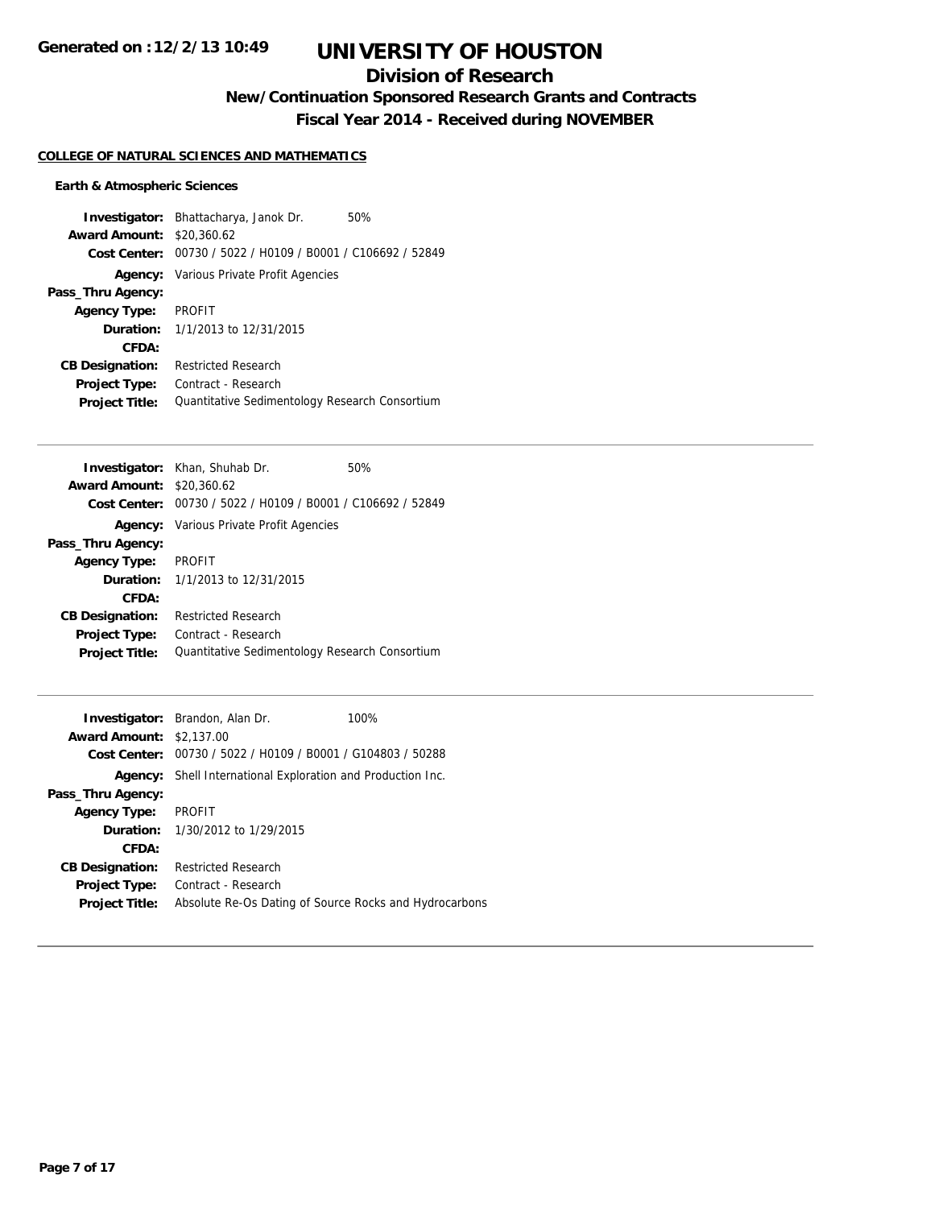**Generated on :12/2/13 10:49**

# UNIVERSITY OF HOUSTON

## Division of Research

### New/Continuation Sponsored Research Grants and Contracts

### Fiscal Year 2014 - Received during NOVEMBER

**COLLEGE OF NATURAL SCIENCES AND MATHEMATICS**

**Earth & Atmospheric Sciences**

**Investigator:** Bhattacharya, Janok Dr. 50%
**Award Amount:** $20,360.62
**Cost Center:** 00730 / 5022 / H0109 / B0001 / C106692 / 52849
**Agency:** Various Private Profit Agencies
**Pass_Thru Agency:**
**Agency Type:** PROFIT
**Duration:** 1/1/2013 to 12/31/2015
**CFDA:**
**CB Designation:** Restricted Research
**Project Type:** Contract - Research
**Project Title:** Quantitative Sedimentology Research Consortium

---

**Investigator:** Khan, Shuhab Dr. 50%
**Award Amount:** $20,360.62
**Cost Center:** 00730 / 5022 / H0109 / B0001 / C106692 / 52849
**Agency:** Various Private Profit Agencies
**Pass_Thru Agency:**
**Agency Type:** PROFIT
**Duration:** 1/1/2013 to 12/31/2015
**CFDA:**
**CB Designation:** Restricted Research
**Project Type:** Contract - Research
**Project Title:** Quantitative Sedimentology Research Consortium

---

**Investigator:** Brandon, Alan Dr. 100%
**Award Amount:** $2,137.00
**Cost Center:** 00730 / 5022 / H0109 / B0001 / G104803 / 50288
**Agency:** Shell International Exploration and Production Inc.
**Pass_Thru Agency:**
**Agency Type:** PROFIT
**Duration:** 1/30/2012 to 1/29/2015
**CFDA:**
**CB Designation:** Restricted Research
**Project Type:** Contract - Research
**Project Title:** Absolute Re-Os Dating of Source Rocks and Hydrocarbons

---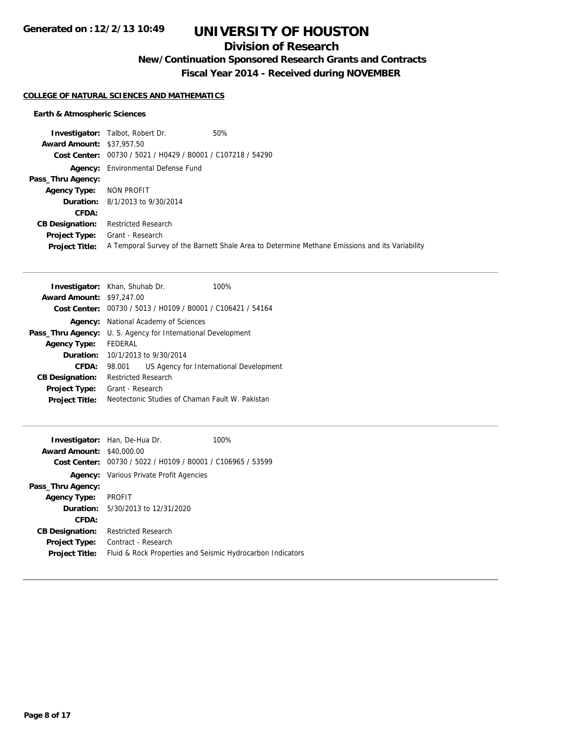# UNIVERSITY OF HOUSTON

## Division of Research

### New/Continuation Sponsored Research Grants and Contracts

### Fiscal Year 2014 - Received during NOVEMBER

**COLLEGE OF NATURAL SCIENCES AND MATHEMATICS**

**Earth & Atmospheric Sciences**

**Investigator:** Talbot, Robert Dr. 50%
**Award Amount:** $37,957.50
**Cost Center:** 00730 / 5021 / H0429 / B0001 / C107218 / 54290
**Agency:** Environmental Defense Fund
**Pass_Thru Agency:**
**Agency Type:** NON PROFIT
**Duration:** 8/1/2013 to 9/30/2014
**CFDA:**
**CB Designation:** Restricted Research
**Project Type:** Grant - Research
**Project Title:** A Temporal Survey of the Barnett Shale Area to Determine Methane Emissions and its Variability

---

**Investigator:** Khan, Shuhab Dr. 100%
**Award Amount:** $97,247.00
**Cost Center:** 00730 / 5013 / H0109 / B0001 / C106421 / 54164
**Agency:** National Academy of Sciences
**Pass_Thru Agency:** U. S. Agency for International Development
**Agency Type:** FEDERAL
**Duration:** 10/1/2013 to 9/30/2014
**CFDA:** 98.001 US Agency for International Development
**CB Designation:** Restricted Research
**Project Type:** Grant - Research
**Project Title:** Neotectonic Studies of Chaman Fault W. Pakistan

---

**Investigator:** Han, De-Hua Dr. 100%
**Award Amount:** $40,000.00
**Cost Center:** 00730 / 5022 / H0109 / B0001 / C106965 / 53599
**Agency:** Various Private Profit Agencies
**Pass_Thru Agency:**
**Agency Type:** PROFIT
**Duration:** 5/30/2013 to 12/31/2020
**CFDA:**
**CB Designation:** Restricted Research
**Project Type:** Contract - Research
**Project Title:** Fluid & Rock Properties and Seismic Hydrocarbon Indicators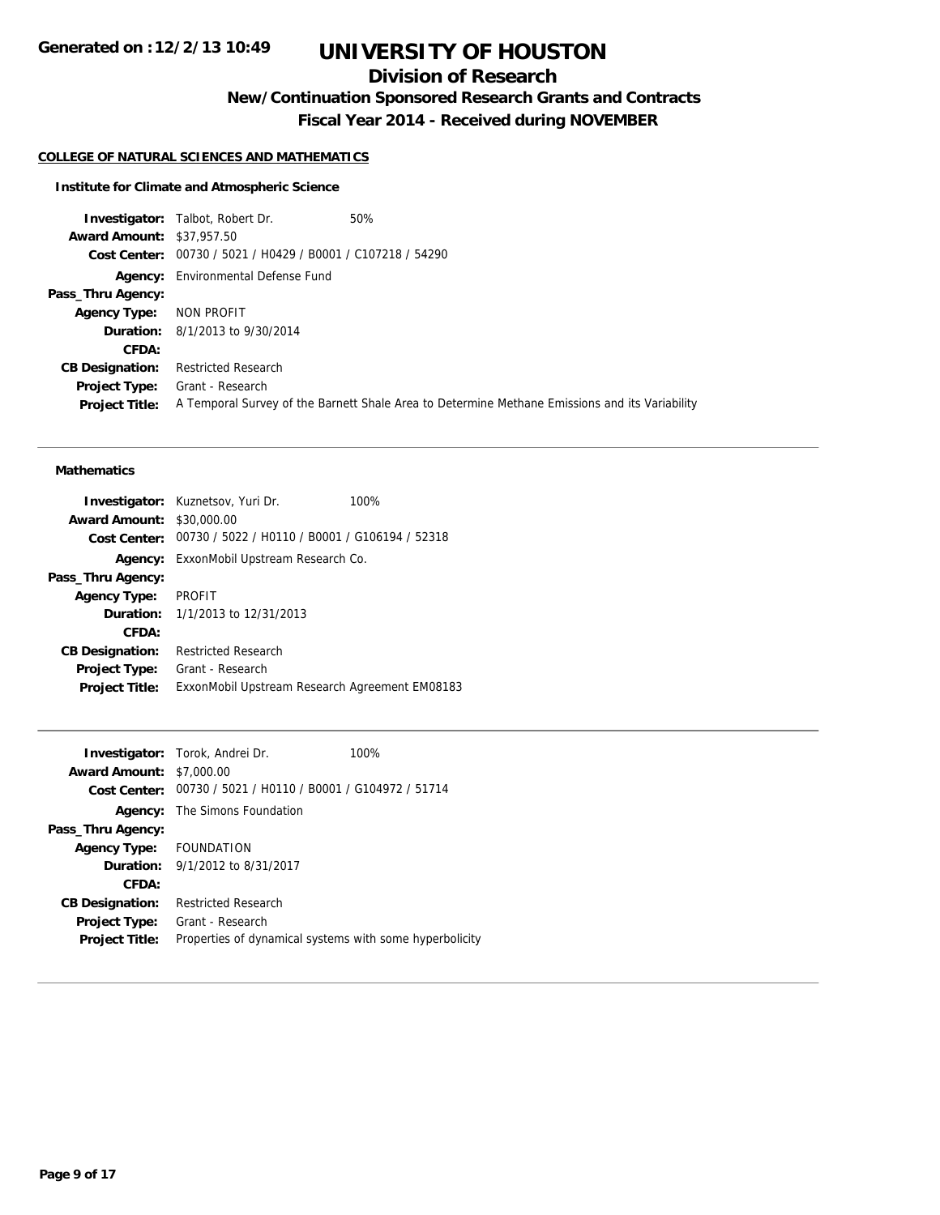# UNIVERSITY OF HOUSTON

## Division of Research

### New/Continuation Sponsored Research Grants and Contracts

### Fiscal Year 2014 - Received during NOVEMBER

**Generated on :12/2/13 10:49**

**COLLEGE OF NATURAL SCIENCES AND MATHEMATICS**

**Institute for Climate and Atmospheric Science**

| | | |
|---|---|---|
| **Investigator:** | Talbot, Robert Dr. | 50% |
| **Award Amount:** | $37,957.50 | |
| **Cost Center:** | 00730 / 5021 / H0429 / B0001 / C107218 / 54290 | |
| **Agency:** | Environmental Defense Fund | |
| **Pass_Thru Agency:** | | |
| **Agency Type:** | NON PROFIT | |
| **Duration:** | 8/1/2013 to 9/30/2014 | |
| **CFDA:** | | |
| **CB Designation:** | Restricted Research | |
| **Project Type:** | Grant - Research | |
| **Project Title:** | A Temporal Survey of the Barnett Shale Area to Determine Methane Emissions and its Variability | |

**Mathematics**

| | | |
|---|---|---|
| **Investigator:** | Kuznetsov, Yuri Dr. | 100% |
| **Award Amount:** | $30,000.00 | |
| **Cost Center:** | 00730 / 5022 / H0110 / B0001 / G106194 / 52318 | |
| **Agency:** | ExxonMobil Upstream Research Co. | |
| **Pass_Thru Agency:** | | |
| **Agency Type:** | PROFIT | |
| **Duration:** | 1/1/2013 to 12/31/2013 | |
| **CFDA:** | | |
| **CB Designation:** | Restricted Research | |
| **Project Type:** | Grant - Research | |
| **Project Title:** | ExxonMobil Upstream Research Agreement EM08183 | |

| | | |
|---|---|---|
| **Investigator:** | Torok, Andrei Dr. | 100% |
| **Award Amount:** | $7,000.00 | |
| **Cost Center:** | 00730 / 5021 / H0110 / B0001 / G104972 / 51714 | |
| **Agency:** | The Simons Foundation | |
| **Pass_Thru Agency:** | | |
| **Agency Type:** | FOUNDATION | |
| **Duration:** | 9/1/2012 to 8/31/2017 | |
| **CFDA:** | | |
| **CB Designation:** | Restricted Research | |
| **Project Type:** | Grant - Research | |
| **Project Title:** | Properties of dynamical systems with some hyperbolicity | |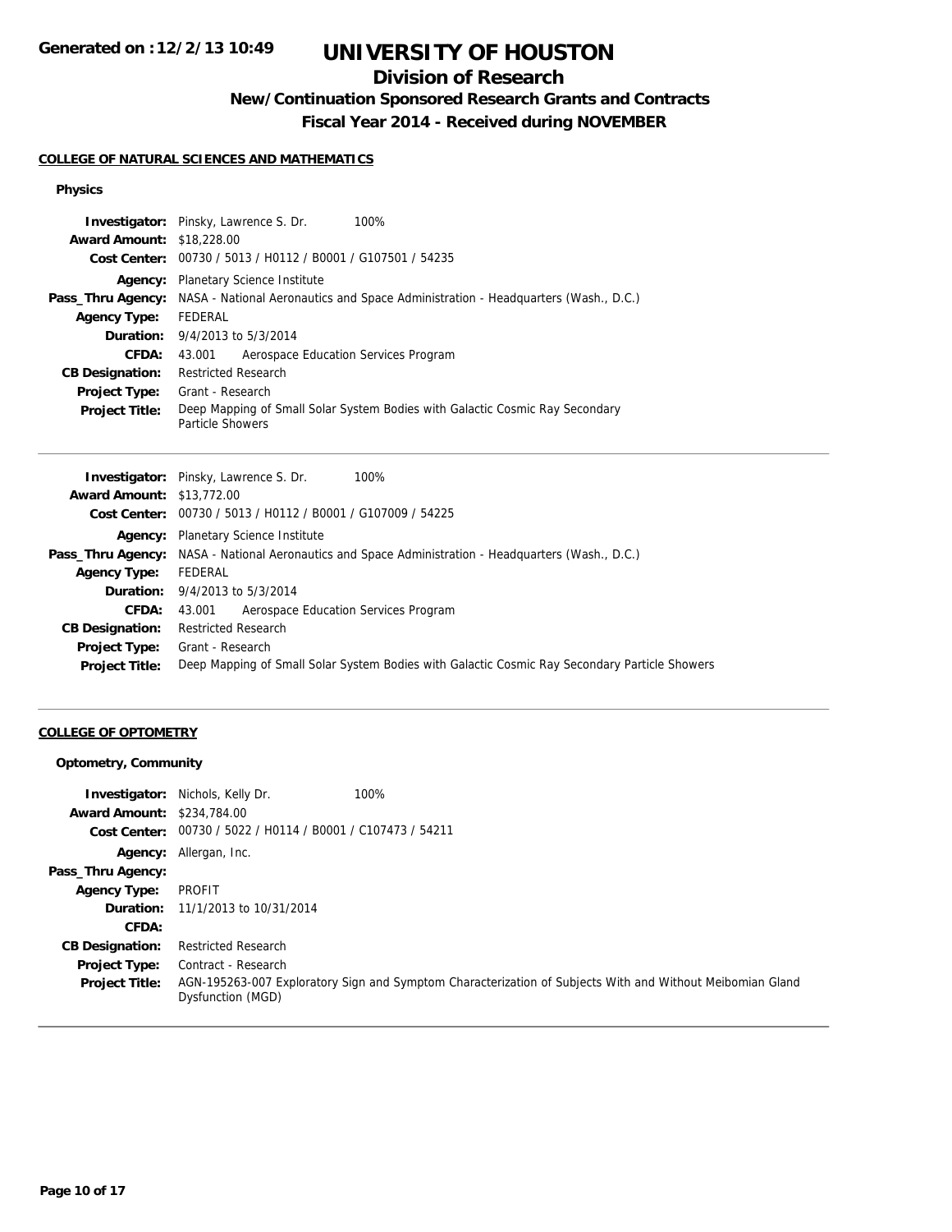# UNIVERSITY OF HOUSTON

## Division of Research

### New/Continuation Sponsored Research Grants and Contracts

### Fiscal Year 2014 - Received during NOVEMBER

Generated on :12/2/13 10:49

**COLLEGE OF NATURAL SCIENCES AND MATHEMATICS**

**Physics**

| | |
|---|---|
| **Investigator:** | Pinsky, Lawrence S. Dr. 100% |
| **Award Amount:** | $18,228.00 |
| **Cost Center:** | 00730 / 5013 / H0112 / B0001 / G107501 / 54235 |
| **Agency:** | Planetary Science Institute |
| **Pass_Thru Agency:** | NASA - National Aeronautics and Space Administration - Headquarters (Wash., D.C.) |
| **Agency Type:** | FEDERAL |
| **Duration:** | 9/4/2013 to 5/3/2014 |
| **CFDA:** | 43.001 Aerospace Education Services Program |
| **CB Designation:** | Restricted Research |
| **Project Type:** | Grant - Research |
| **Project Title:** | Deep Mapping of Small Solar System Bodies with Galactic Cosmic Ray Secondary Particle Showers |

| | |
|---|---|
| **Investigator:** | Pinsky, Lawrence S. Dr. 100% |
| **Award Amount:** | $13,772.00 |
| **Cost Center:** | 00730 / 5013 / H0112 / B0001 / G107009 / 54225 |
| **Agency:** | Planetary Science Institute |
| **Pass_Thru Agency:** | NASA - National Aeronautics and Space Administration - Headquarters (Wash., D.C.) |
| **Agency Type:** | FEDERAL |
| **Duration:** | 9/4/2013 to 5/3/2014 |
| **CFDA:** | 43.001 Aerospace Education Services Program |
| **CB Designation:** | Restricted Research |
| **Project Type:** | Grant - Research |
| **Project Title:** | Deep Mapping of Small Solar System Bodies with Galactic Cosmic Ray Secondary Particle Showers |

**COLLEGE OF OPTOMETRY**

**Optometry, Community**

| | |
|---|---|
| **Investigator:** | Nichols, Kelly Dr. 100% |
| **Award Amount:** | $234,784.00 |
| **Cost Center:** | 00730 / 5022 / H0114 / B0001 / C107473 / 54211 |
| **Agency:** | Allergan, Inc. |
| **Pass_Thru Agency:** | |
| **Agency Type:** | PROFIT |
| **Duration:** | 11/1/2013 to 10/31/2014 |
| **CFDA:** | |
| **CB Designation:** | Restricted Research |
| **Project Type:** | Contract - Research |
| **Project Title:** | AGN-195263-007 Exploratory Sign and Symptom Characterization of Subjects With and Without Meibomian Gland Dysfunction (MGD) |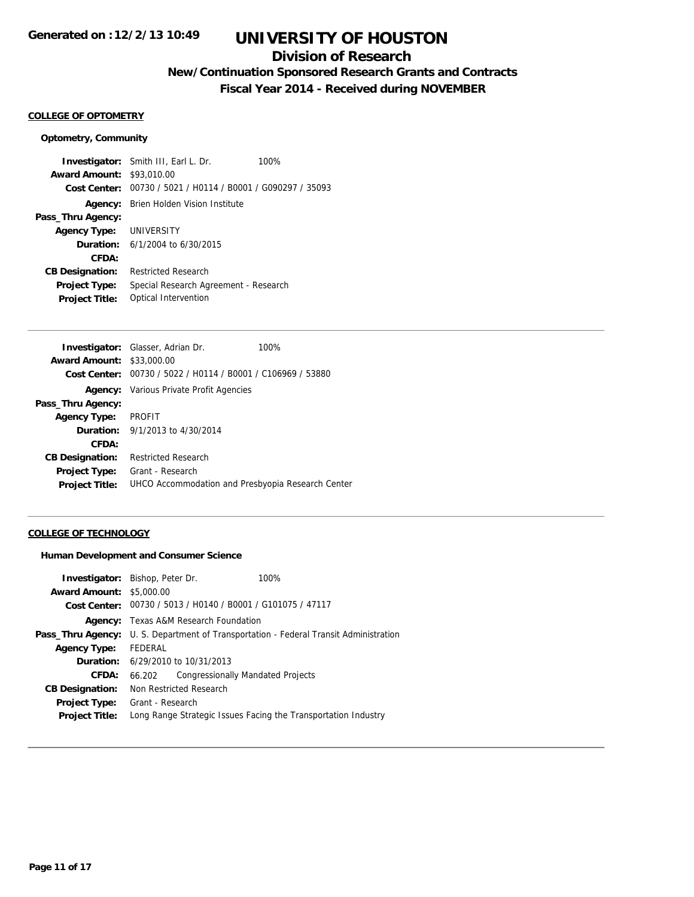# UNIVERSITY OF HOUSTON

## Division of Research

### New/Continuation Sponsored Research Grants and Contracts

### Fiscal Year 2014 - Received during NOVEMBER

**Generated on :12/2/13 10:49**

#### COLLEGE OF OPTOMETRY

**Optometry, Community**

| | | |
|---|---|---|
| **Investigator:** | Smith III, Earl L. Dr. | 100% |
| **Award Amount:** | $93,010.00 | |
| **Cost Center:** | 00730 / 5021 / H0114 / B0001 / G090297 / 35093 | |
| **Agency:** | Brien Holden Vision Institute | |
| **Pass_Thru Agency:** | | |
| **Agency Type:** | UNIVERSITY | |
| **Duration:** | 6/1/2004 to 6/30/2015 | |
| **CFDA:** | | |
| **CB Designation:** | Restricted Research | |
| **Project Type:** | Special Research Agreement - Research | |
| **Project Title:** | Optical Intervention | |

---

| | | |
|---|---|---|
| **Investigator:** | Glasser, Adrian Dr. | 100% |
| **Award Amount:** | $33,000.00 | |
| **Cost Center:** | 00730 / 5022 / H0114 / B0001 / C106969 / 53880 | |
| **Agency:** | Various Private Profit Agencies | |
| **Pass_Thru Agency:** | | |
| **Agency Type:** | PROFIT | |
| **Duration:** | 9/1/2013 to 4/30/2014 | |
| **CFDA:** | | |
| **CB Designation:** | Restricted Research | |
| **Project Type:** | Grant - Research | |
| **Project Title:** | UHCO Accommodation and Presbyopia Research Center | |

---

#### COLLEGE OF TECHNOLOGY

**Human Development and Consumer Science**

| | | |
|---|---|---|
| **Investigator:** | Bishop, Peter Dr. | 100% |
| **Award Amount:** | $5,000.00 | |
| **Cost Center:** | 00730 / 5013 / H0140 / B0001 / G101075 / 47117 | |
| **Agency:** | Texas A&M Research Foundation | |
| **Pass_Thru Agency:** | U. S. Department of Transportation - Federal Transit Administration | |
| **Agency Type:** | FEDERAL | |
| **Duration:** | 6/29/2010 to 10/31/2013 | |
| **CFDA:** | 66.202 Congressionally Mandated Projects | |
| **CB Designation:** | Non Restricted Research | |
| **Project Type:** | Grant - Research | |
| **Project Title:** | Long Range Strategic Issues Facing the Transportation Industry | |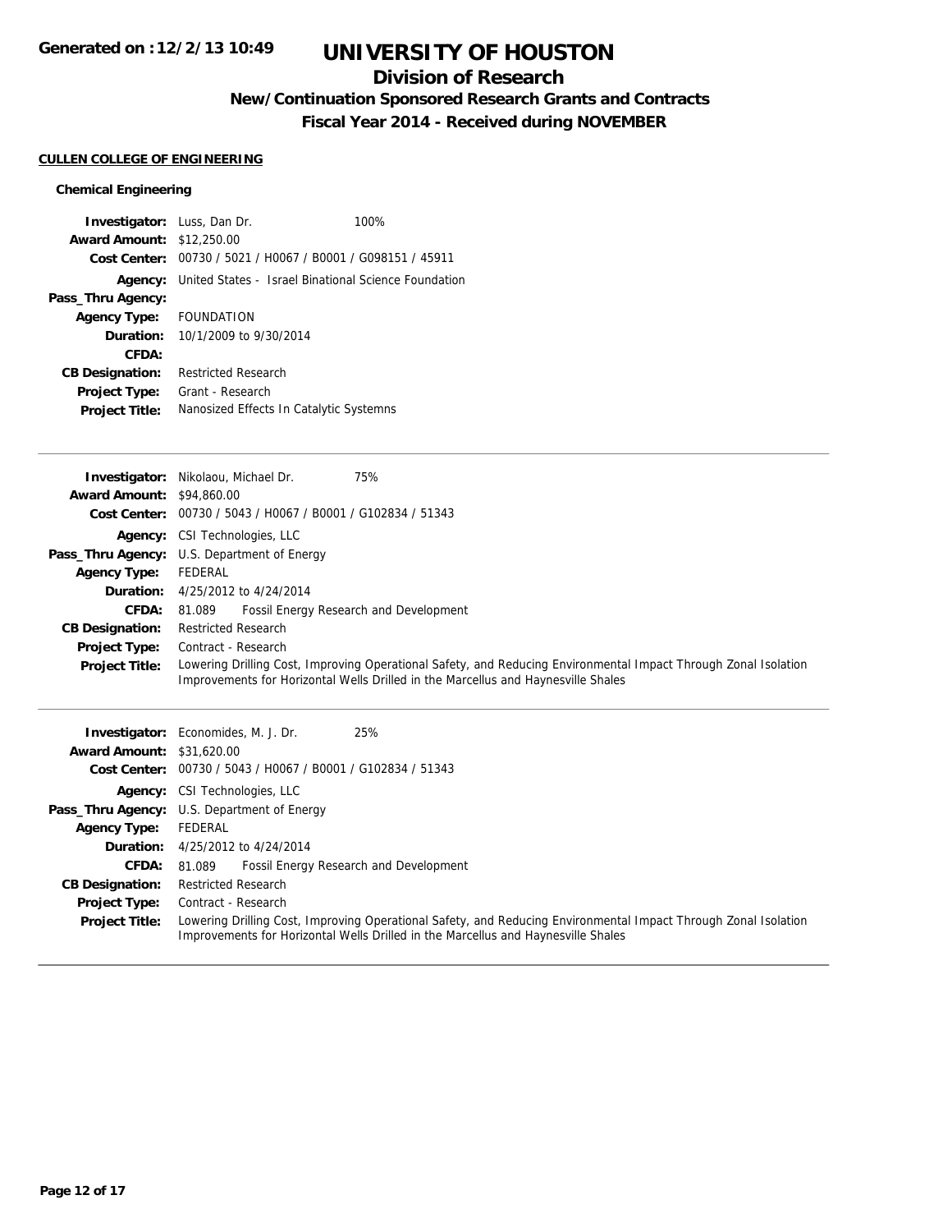# UNIVERSITY OF HOUSTON

## Division of Research

### New/Continuation Sponsored Research Grants and Contracts

### Fiscal Year 2014 - Received during NOVEMBER

Generated on :12/2/13 10:49

**CULLEN COLLEGE OF ENGINEERING**

**Chemical Engineering**

**Investigator:** Luss, Dan Dr. 100%
**Award Amount:** $12,250.00
**Cost Center:** 00730 / 5021 / H0067 / B0001 / G098151 / 45911
**Agency:** United States - Israel Binational Science Foundation
**Pass_Thru Agency:**
**Agency Type:** FOUNDATION
**Duration:** 10/1/2009 to 9/30/2014
**CFDA:**
**CB Designation:** Restricted Research
**Project Type:** Grant - Research
**Project Title:** Nanosized Effects In Catalytic Systemns

---

**Investigator:** Nikolaou, Michael Dr. 75%
**Award Amount:** $94,860.00
**Cost Center:** 00730 / 5043 / H0067 / B0001 / G102834 / 51343
**Agency:** CSI Technologies, LLC
**Pass_Thru Agency:** U.S. Department of Energy
**Agency Type:** FEDERAL
**Duration:** 4/25/2012 to 4/24/2014
**CFDA:** 81.089 Fossil Energy Research and Development
**CB Designation:** Restricted Research
**Project Type:** Contract - Research
**Project Title:** Lowering Drilling Cost, Improving Operational Safety, and Reducing Environmental Impact Through Zonal Isolation Improvements for Horizontal Wells Drilled in the Marcellus and Haynesville Shales

---

**Investigator:** Economides, M. J. Dr. 25%
**Award Amount:** $31,620.00
**Cost Center:** 00730 / 5043 / H0067 / B0001 / G102834 / 51343
**Agency:** CSI Technologies, LLC
**Pass_Thru Agency:** U.S. Department of Energy
**Agency Type:** FEDERAL
**Duration:** 4/25/2012 to 4/24/2014
**CFDA:** 81.089 Fossil Energy Research and Development
**CB Designation:** Restricted Research
**Project Type:** Contract - Research
**Project Title:** Lowering Drilling Cost, Improving Operational Safety, and Reducing Environmental Impact Through Zonal Isolation Improvements for Horizontal Wells Drilled in the Marcellus and Haynesville Shales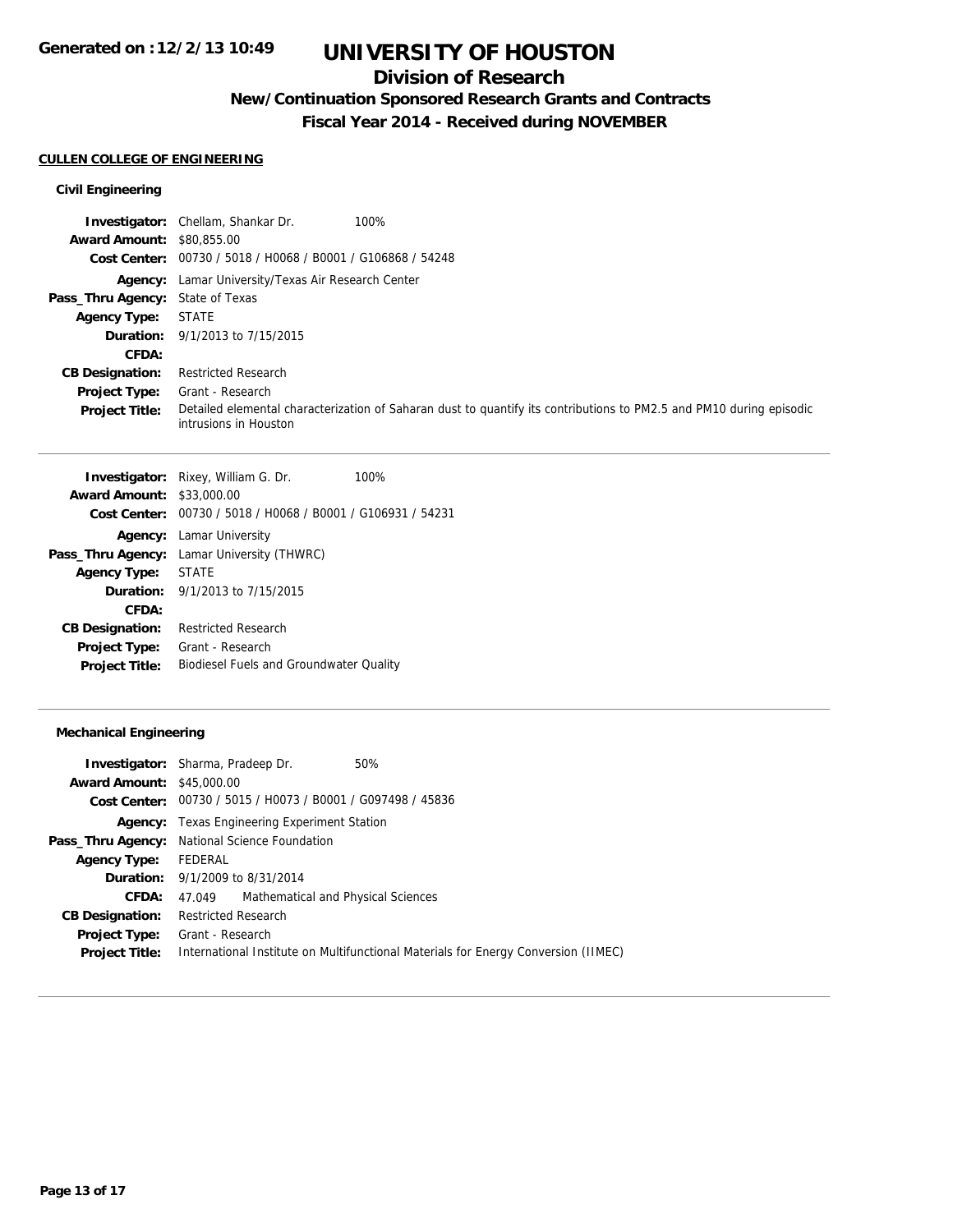# UNIVERSITY OF HOUSTON

## Division of Research

### New/Continuation Sponsored Research Grants and Contracts

### Fiscal Year 2014 - Received during NOVEMBER

Generated on :12/2/13 10:49

**CULLEN COLLEGE OF ENGINEERING**

**Civil Engineering**

**Investigator:** Chellam, Shankar Dr. 100%
**Award Amount:** \$80,855.00
**Cost Center:** 00730 / 5018 / H0068 / B0001 / G106868 / 54248
**Agency:** Lamar University/Texas Air Research Center
**Pass_Thru Agency:** State of Texas
**Agency Type:** STATE
**Duration:** 9/1/2013 to 7/15/2015
**CFDA:**
**CB Designation:** Restricted Research
**Project Type:** Grant - Research
**Project Title:** Detailed elemental characterization of Saharan dust to quantify its contributions to PM2.5 and PM10 during episodic intrusions in Houston

---

**Investigator:** Rixey, William G. Dr. 100%
**Award Amount:** \$33,000.00
**Cost Center:** 00730 / 5018 / H0068 / B0001 / G106931 / 54231
**Agency:** Lamar University
**Pass_Thru Agency:** Lamar University (THWRC)
**Agency Type:** STATE
**Duration:** 9/1/2013 to 7/15/2015
**CFDA:**
**CB Designation:** Restricted Research
**Project Type:** Grant - Research
**Project Title:** Biodiesel Fuels and Groundwater Quality

---

**Mechanical Engineering**

**Investigator:** Sharma, Pradeep Dr. 50%
**Award Amount:** \$45,000.00
**Cost Center:** 00730 / 5015 / H0073 / B0001 / G097498 / 45836
**Agency:** Texas Engineering Experiment Station
**Pass_Thru Agency:** National Science Foundation
**Agency Type:** FEDERAL
**Duration:** 9/1/2009 to 8/31/2014
**CFDA:** 47.049 Mathematical and Physical Sciences
**CB Designation:** Restricted Research
**Project Type:** Grant - Research
**Project Title:** International Institute on Multifunctional Materials for Energy Conversion (IIMEC)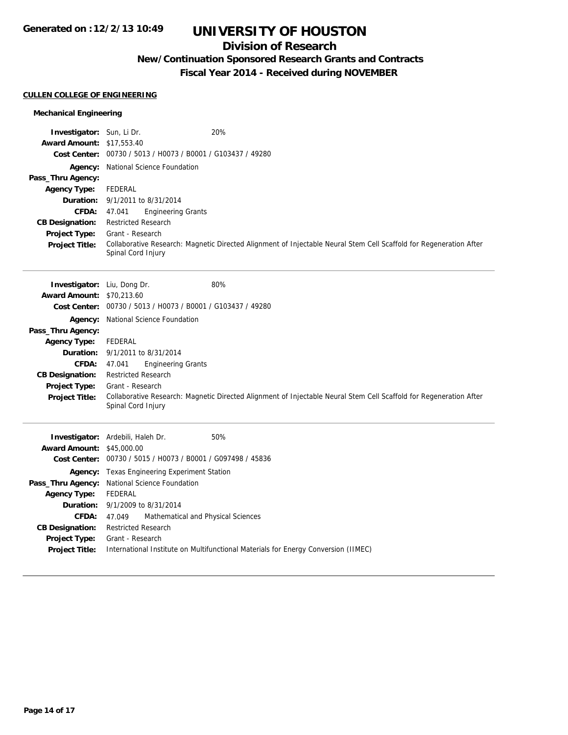# UNIVERSITY OF HOUSTON

## Division of Research

### New/Continuation Sponsored Research Grants and Contracts

### Fiscal Year 2014 - Received during NOVEMBER

**CULLEN COLLEGE OF ENGINEERING**

#### Mechanical Engineering

**Investigator:** Sun, Li Dr. 20%
**Award Amount:** $17,553.40
**Cost Center:** 00730 / 5013 / H0073 / B0001 / G103437 / 49280
**Agency:** National Science Foundation
**Pass_Thru Agency:**
**Agency Type:** FEDERAL
**Duration:** 9/1/2011 to 8/31/2014
**CFDA:** 47.041 Engineering Grants
**CB Designation:** Restricted Research
**Project Type:** Grant - Research
**Project Title:** Collaborative Research: Magnetic Directed Alignment of Injectable Neural Stem Cell Scaffold for Regeneration After Spinal Cord Injury

---

**Investigator:** Liu, Dong Dr. 80%
**Award Amount:** $70,213.60
**Cost Center:** 00730 / 5013 / H0073 / B0001 / G103437 / 49280
**Agency:** National Science Foundation
**Pass_Thru Agency:**
**Agency Type:** FEDERAL
**Duration:** 9/1/2011 to 8/31/2014
**CFDA:** 47.041 Engineering Grants
**CB Designation:** Restricted Research
**Project Type:** Grant - Research
**Project Title:** Collaborative Research: Magnetic Directed Alignment of Injectable Neural Stem Cell Scaffold for Regeneration After Spinal Cord Injury

---

**Investigator:** Ardebili, Haleh Dr. 50%
**Award Amount:** $45,000.00
**Cost Center:** 00730 / 5015 / H0073 / B0001 / G097498 / 45836
**Agency:** Texas Engineering Experiment Station
**Pass_Thru Agency:** National Science Foundation
**Agency Type:** FEDERAL
**Duration:** 9/1/2009 to 8/31/2014
**CFDA:** 47.049 Mathematical and Physical Sciences
**CB Designation:** Restricted Research
**Project Type:** Grant - Research
**Project Title:** International Institute on Multifunctional Materials for Energy Conversion (IIMEC)

---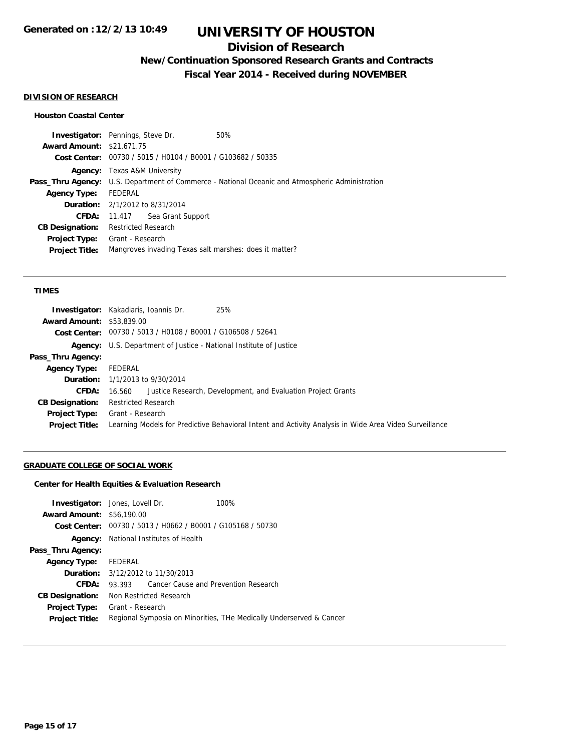# UNIVERSITY OF HOUSTON

## Division of Research

### New/Continuation Sponsored Research Grants and Contracts

### Fiscal Year 2014 - Received during NOVEMBER

**DIVISION OF RESEARCH**

**Houston Coastal Center**

**Investigator:** Pennings, Steve Dr. 50%
**Award Amount:** $21,671.75
**Cost Center:** 00730 / 5015 / H0104 / B0001 / G103682 / 50335
**Agency:** Texas A&M University
**Pass_Thru Agency:** U.S. Department of Commerce - National Oceanic and Atmospheric Administration
**Agency Type:** FEDERAL
**Duration:** 2/1/2012 to 8/31/2014
**CFDA:** 11.417 Sea Grant Support
**CB Designation:** Restricted Research
**Project Type:** Grant - Research
**Project Title:** Mangroves invading Texas salt marshes: does it matter?

---

**TIMES**

**Investigator:** Kakadiaris, Ioannis Dr. 25%
**Award Amount:** $53,839.00
**Cost Center:** 00730 / 5013 / H0108 / B0001 / G106508 / 52641
**Agency:** U.S. Department of Justice - National Institute of Justice
**Pass_Thru Agency:**
**Agency Type:** FEDERAL
**Duration:** 1/1/2013 to 9/30/2014
**CFDA:** 16.560 Justice Research, Development, and Evaluation Project Grants
**CB Designation:** Restricted Research
**Project Type:** Grant - Research
**Project Title:** Learning Models for Predictive Behavioral Intent and Activity Analysis in Wide Area Video Surveillance

---

**GRADUATE COLLEGE OF SOCIAL WORK**

**Center for Health Equities & Evaluation Research**

**Investigator:** Jones, Lovell Dr. 100%
**Award Amount:** $56,190.00
**Cost Center:** 00730 / 5013 / H0662 / B0001 / G105168 / 50730
**Agency:** National Institutes of Health
**Pass_Thru Agency:**
**Agency Type:** FEDERAL
**Duration:** 3/12/2012 to 11/30/2013
**CFDA:** 93.393 Cancer Cause and Prevention Research
**CB Designation:** Non Restricted Research
**Project Type:** Grant - Research
**Project Title:** Regional Symposia on Minorities, THe Medically Underserved & Cancer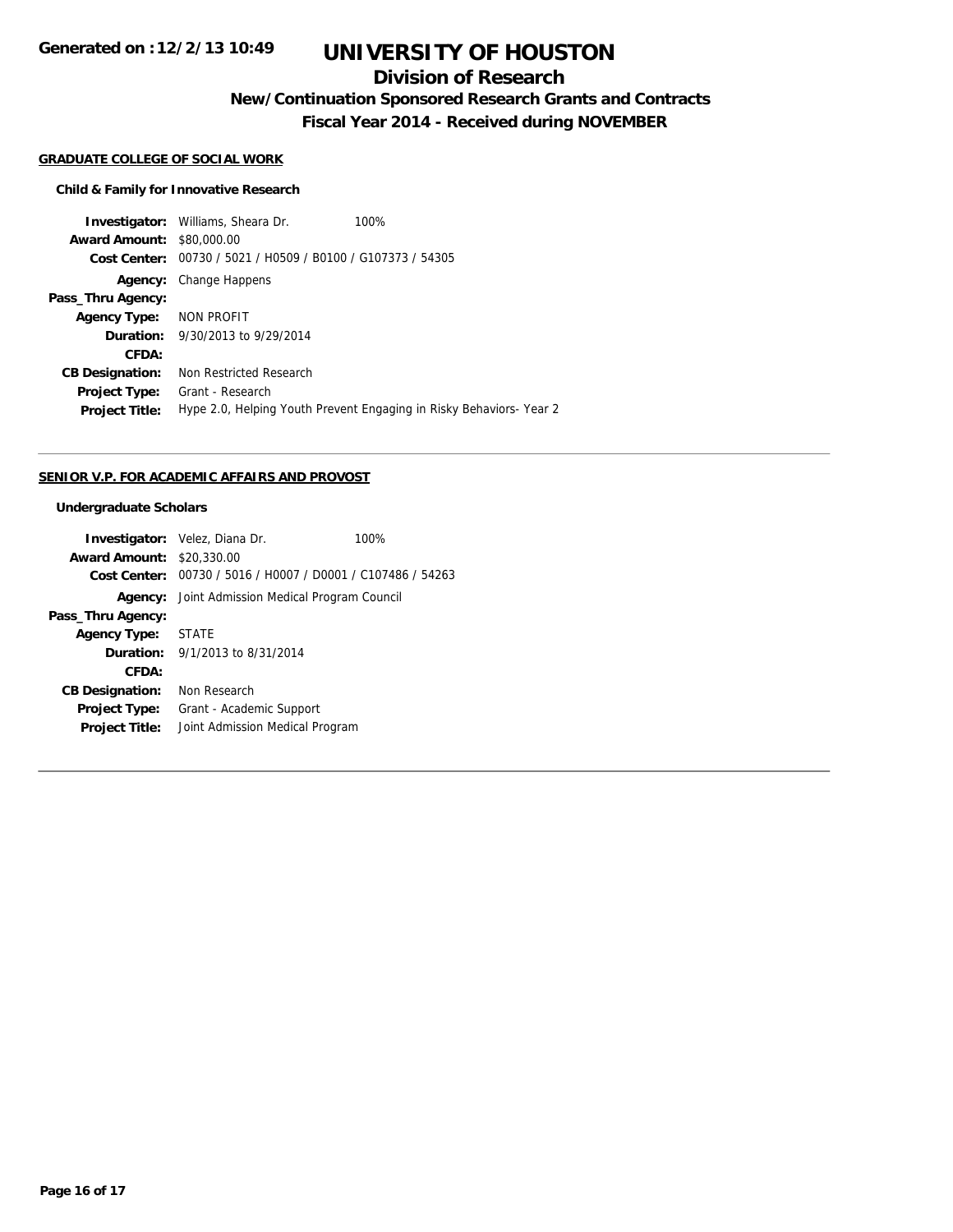# UNIVERSITY OF HOUSTON

## Division of Research

### New/Continuation Sponsored Research Grants and Contracts

### Fiscal Year 2014 - Received during NOVEMBER

Generated on :12/2/13 10:49

**GRADUATE COLLEGE OF SOCIAL WORK**

**Child & Family for Innovative Research**

**Investigator:** Williams, Sheara Dr. 100%
**Award Amount:** $80,000.00
**Cost Center:** 00730 / 5021 / H0509 / B0100 / G107373 / 54305
**Agency:** Change Happens
**Pass_Thru Agency:**
**Agency Type:** NON PROFIT
**Duration:** 9/30/2013 to 9/29/2014
**CFDA:**
**CB Designation:** Non Restricted Research
**Project Type:** Grant - Research
**Project Title:** Hype 2.0, Helping Youth Prevent Engaging in Risky Behaviors- Year 2

---

**SENIOR V.P. FOR ACADEMIC AFFAIRS AND PROVOST**

**Undergraduate Scholars**

**Investigator:** Velez, Diana Dr. 100%
**Award Amount:** $20,330.00
**Cost Center:** 00730 / 5016 / H0007 / D0001 / C107486 / 54263
**Agency:** Joint Admission Medical Program Council
**Pass_Thru Agency:**
**Agency Type:** STATE
**Duration:** 9/1/2013 to 8/31/2014
**CFDA:**
**CB Designation:** Non Research
**Project Type:** Grant - Academic Support
**Project Title:** Joint Admission Medical Program

---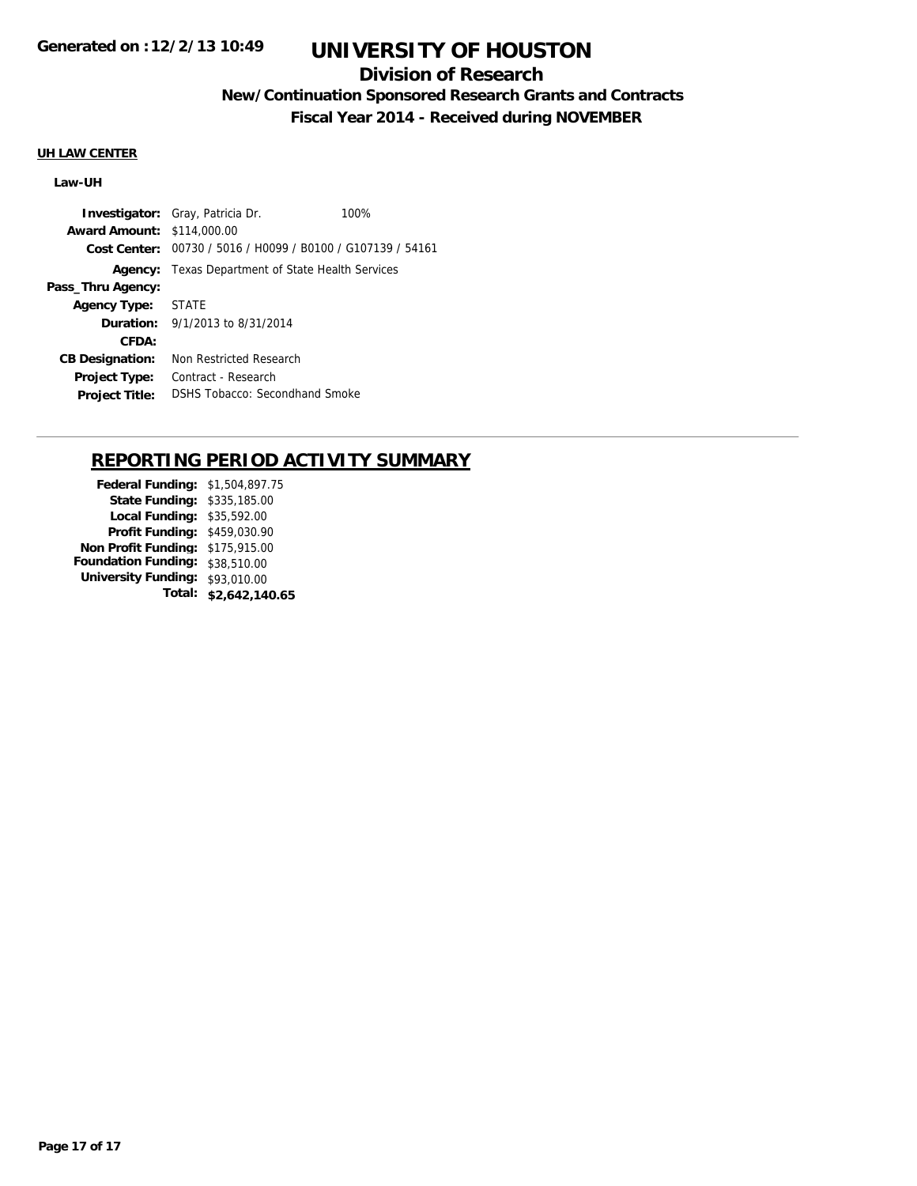Generated on :12/2/13 10:49

# UNIVERSITY OF HOUSTON

## Division of Research

### New/Continuation Sponsored Research Grants and Contracts

### Fiscal Year 2014 - Received during NOVEMBER

**UH LAW CENTER**

**Law-UH**

| | | |
|---|---|---|
| **Investigator:** | Gray, Patricia Dr. | 100% |
| **Award Amount:** | $114,000.00 | |
| **Cost Center:** | 00730 / 5016 / H0099 / B0100 / G107139 / 54161 | |
| **Agency:** | Texas Department of State Health Services | |
| **Pass_Thru Agency:** | | |
| **Agency Type:** | STATE | |
| **Duration:** | 9/1/2013 to 8/31/2014 | |
| **CFDA:** | | |
| **CB Designation:** | Non Restricted Research | |
| **Project Type:** | Contract - Research | |
| **Project Title:** | DSHS Tobacco: Secondhand Smoke | |

## REPORTING PERIOD ACTIVITY SUMMARY

| | |
|---|---|
| **Federal Funding:** | $1,504,897.75 |
| **State Funding:** | $335,185.00 |
| **Local Funding:** | $35,592.00 |
| **Profit Funding:** | $459,030.90 |
| **Non Profit Funding:** | $175,915.00 |
| **Foundation Funding:** | $38,510.00 |
| **University Funding:** | $93,010.00 |
| **Total:** | **$2,642,140.65** |